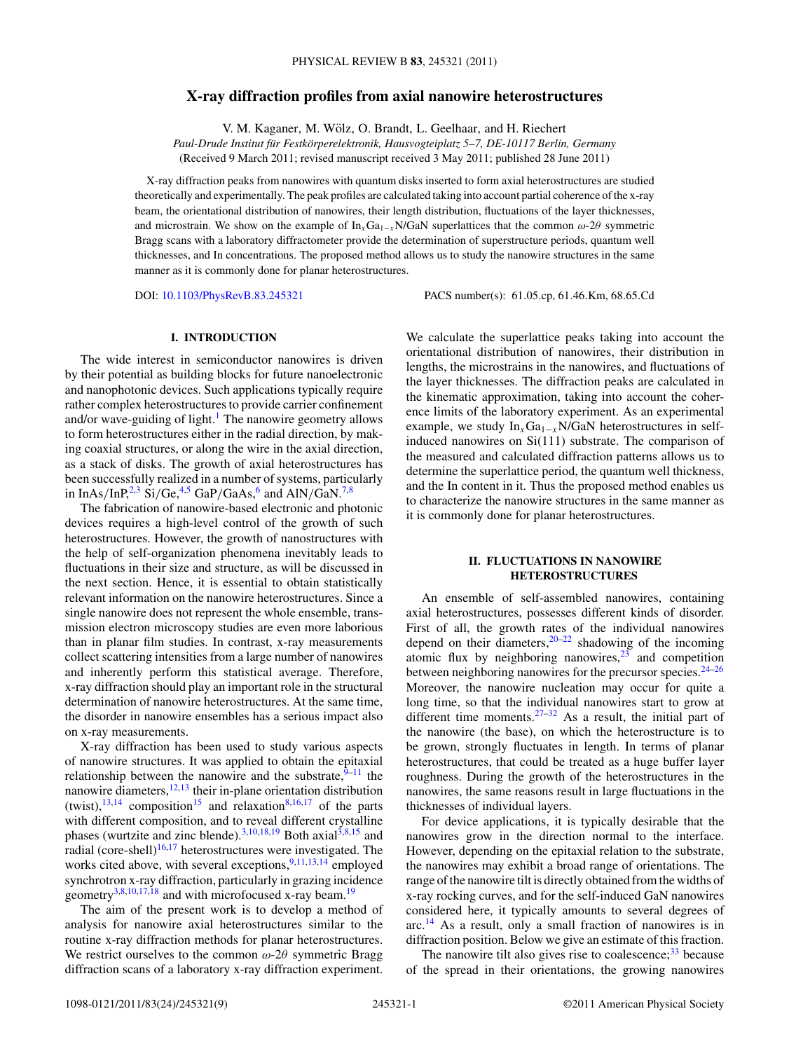# X-ray diffraction profiles from axial nanowire heterostructures

V. M. Kaganer, M. Wölz, O. Brandt, L. Geelhaar, and H. Riechert

*Paul-Drude Institut für Festkörperelektronik, Hausvogteiplatz 5–7, DE-10117 Berlin, Germany*

(Received 9 March 2011; revised manuscript received 3 May 2011; published 28 June 2011)

X-ray diffraction peaks from nanowires with quantum disks inserted to form axial heterostructures are studied theoretically and experimentally. The peak profiles are calculated taking into account partial coherence of the x-ray beam, the orientational distribution of nanowires, their length distribution, fluctuations of the layer thicknesses, and microstrain. We show on the example of $In_xGa_{1-x}N/GaN$ superlattices that the common $\omega$-$2\theta$ symmetric Bragg scans with a laboratory diffractometer provide the determination of superstructure periods, quantum well thicknesses, and In concentrations. The proposed method allows us to study the nanowire structures in the same manner as it is commonly done for planar heterostructures.

DOI: 10.1103/PhysRevB.83.245321 PACS number(s): 61.05.cp, 61.46.Km, 68.65.Cd

## I. INTRODUCTION

The wide interest in semiconductor nanowires is driven by their potential as building blocks for future nanoelectronic and nanophotonic devices. Such applications typically require rather complex heterostructures to provide carrier confinement and/or wave-guiding of light.[1] The nanowire geometry allows to form heterostructures either in the radial direction, by making coaxial structures, or along the wire in the axial direction, as a stack of disks. The growth of axial heterostructures has been successfully realized in a number of systems, particularly in InAs/InP,[2,3] Si/Ge,[4,5] GaP/GaAs,[6] and AlN/GaN.[7,8]

The fabrication of nanowire-based electronic and photonic devices requires a high-level control of the growth of such heterostructures. However, the growth of nanostructures with the help of self-organization phenomena inevitably leads to fluctuations in their size and structure, as will be discussed in the next section. Hence, it is essential to obtain statistically relevant information on the nanowire heterostructures. Since a single nanowire does not represent the whole ensemble, transmission electron microscopy studies are even more laborious than in planar film studies. In contrast, x-ray measurements collect scattering intensities from a large number of nanowires and inherently perform this statistical average. Therefore, x-ray diffraction should play an important role in the structural determination of nanowire heterostructures. At the same time, the disorder in nanowire ensembles has a serious impact also on x-ray measurements.

X-ray diffraction has been used to study various aspects of nanowire structures. It was applied to obtain the epitaxial relationship between the nanowire and the substrate,[9–11] the nanowire diameters,[12,13] their in-plane orientation distribution (twist),[13,14] composition[15] and relaxation[8,16,17] of the parts with different composition, and to reveal different crystalline phases (wurtzite and zinc blende).[3,10,18,19] Both axial[3,8,15] and radial (core-shell)[16,17] heterostructures were investigated. The works cited above, with several exceptions,[9,11,13,14] employed synchrotron x-ray diffraction, particularly in grazing incidence geometry[3,8,10,17,18] and with microfocused x-ray beam.[19]

The aim of the present work is to develop a method of analysis for nanowire axial heterostructures similar to the routine x-ray diffraction methods for planar heterostructures. We restrict ourselves to the common $\omega$-$2\theta$ symmetric Bragg diffraction scans of a laboratory x-ray diffraction experiment. We calculate the superlattice peaks taking into account the orientational distribution of nanowires, their distribution in lengths, the microstrains in the nanowires, and fluctuations of the layer thicknesses. The diffraction peaks are calculated in the kinematic approximation, taking into account the coherence limits of the laboratory experiment. As an experimental example, we study $In_xGa_{1-x}N/GaN$ heterostructures in self-induced nanowires on Si(111) substrate. The comparison of the measured and calculated diffraction patterns allows us to determine the superlattice period, the quantum well thickness, and the In content in it. Thus the proposed method enables us to characterize the nanowire structures in the same manner as it is commonly done for planar heterostructures.

## II. FLUCTUATIONS IN NANOWIRE HETEROSTRUCTURES

An ensemble of self-assembled nanowires, containing axial heterostructures, possesses different kinds of disorder. First of all, the growth rates of the individual nanowires depend on their diameters,[20–22] shadowing of the incoming atomic flux by neighboring nanowires,[23] and competition between neighboring nanowires for the precursor species.[24–26] Moreover, the nanowire nucleation may occur for quite a long time, so that the individual nanowires start to grow at different time moments.[27–32] As a result, the initial part of the nanowire (the base), on which the heterostructure is to be grown, strongly fluctuates in length. In terms of planar heterostructures, that could be treated as a huge buffer layer roughness. During the growth of the heterostructures in the nanowires, the same reasons result in large fluctuations in the thicknesses of individual layers.

For device applications, it is typically desirable that the nanowires grow in the direction normal to the interface. However, depending on the epitaxial relation to the substrate, the nanowires may exhibit a broad range of orientations. The range of the nanowire tilt is directly obtained from the widths of x-ray rocking curves, and for the self-induced GaN nanowires considered here, it typically amounts to several degrees of arc.[14] As a result, only a small fraction of nanowires is in diffraction position. Below we give an estimate of this fraction.

The nanowire tilt also gives rise to coalescence;[33] because of the spread in their orientations, the growing nanowires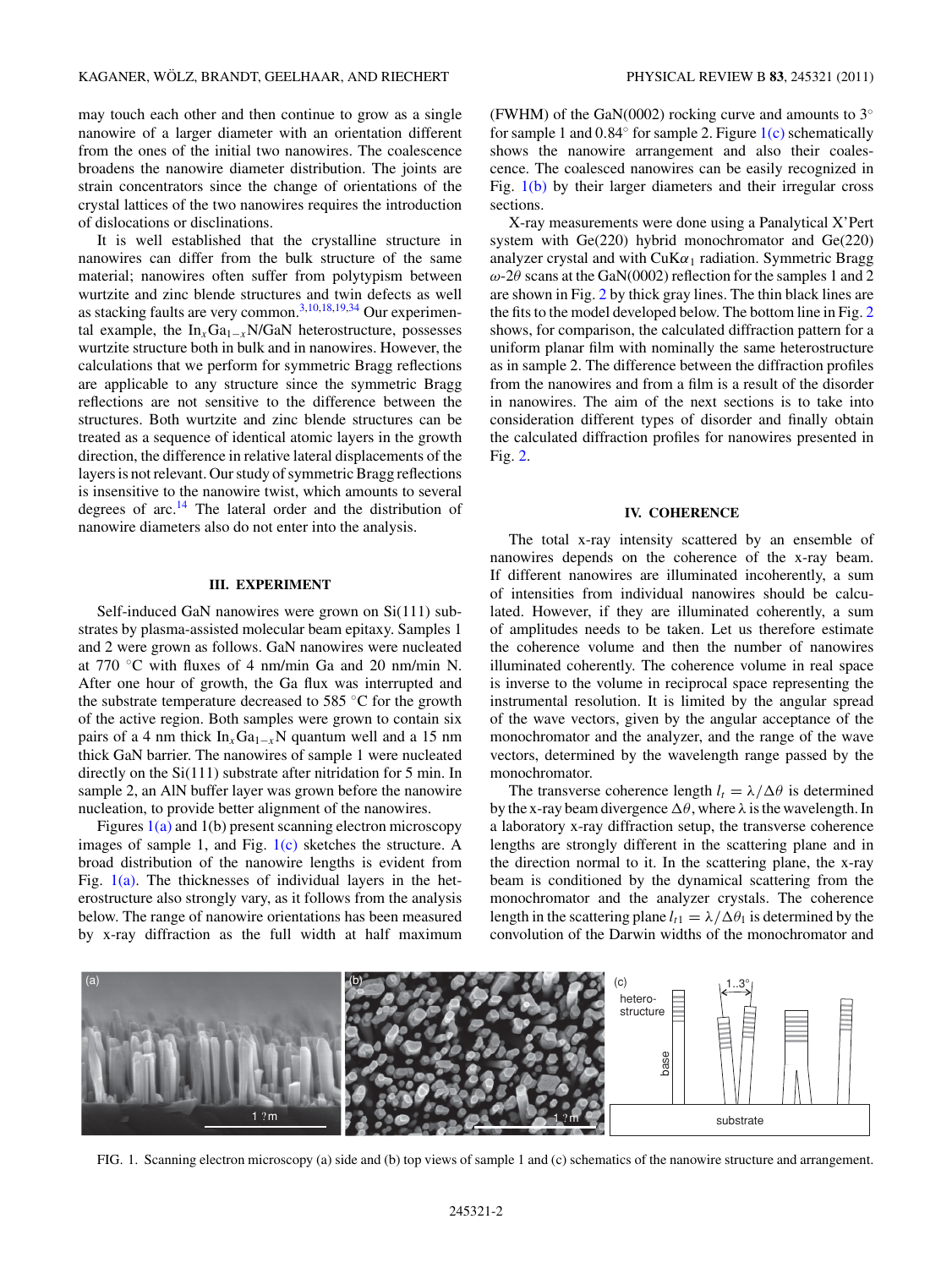may touch each other and then continue to grow as a single nanowire of a larger diameter with an orientation different from the ones of the initial two nanowires. The coalescence broadens the nanowire diameter distribution. The joints are strain concentrators since the change of orientations of the crystal lattices of the two nanowires requires the introduction of dislocations or disclinations.

It is well established that the crystalline structure in nanowires can differ from the bulk structure of the same material; nanowires often suffer from polytypism between wurtzite and zinc blende structures and twin defects as well as stacking faults are very common.[3,10,18,19,34] Our experimental example, the $In_xGa_{1-x}N$/GaN heterostructure, possesses wurtzite structure both in bulk and in nanowires. However, the calculations that we perform for symmetric Bragg reflections are applicable to any structure since the symmetric Bragg reflections are not sensitive to the difference between the structures. Both wurtzite and zinc blende structures can be treated as a sequence of identical atomic layers in the growth direction, the difference in relative lateral displacements of the layers is not relevant. Our study of symmetric Bragg reflections is insensitive to the nanowire twist, which amounts to several degrees of arc.[14] The lateral order and the distribution of nanowire diameters also do not enter into the analysis.

## III. EXPERIMENT

Self-induced GaN nanowires were grown on Si(111) substrates by plasma-assisted molecular beam epitaxy. Samples 1 and 2 were grown as follows. GaN nanowires were nucleated at 770 °C with fluxes of 4 nm/min Ga and 20 nm/min N. After one hour of growth, the Ga flux was interrupted and the substrate temperature decreased to 585 °C for the growth of the active region. Both samples were grown to contain six pairs of a 4 nm thick $In_xGa_{1-x}N$ quantum well and a 15 nm thick GaN barrier. The nanowires of sample 1 were nucleated directly on the Si(111) substrate after nitridation for 5 min. In sample 2, an AlN buffer layer was grown before the nanowire nucleation, to provide better alignment of the nanowires.

Figures 1(a) and 1(b) present scanning electron microscopy images of sample 1, and Fig. 1(c) sketches the structure. A broad distribution of the nanowire lengths is evident from Fig. 1(a). The thicknesses of individual layers in the heterostructure also strongly vary, as it follows from the analysis below. The range of nanowire orientations has been measured by x-ray diffraction as the full width at half maximum (FWHM) of the GaN(0002) rocking curve and amounts to 3° for sample 1 and 0.84° for sample 2. Figure 1(c) schematically shows the nanowire arrangement and also their coalescence. The coalesced nanowires can be easily recognized in Fig. 1(b) by their larger diameters and their irregular cross sections.

X-ray measurements were done using a Panalytical X'Pert system with Ge(220) hybrid monochromator and Ge(220) analyzer crystal and with Cu$K\alpha_1$ radiation. Symmetric Bragg $\omega$-$2\theta$ scans at the GaN(0002) reflection for the samples 1 and 2 are shown in Fig. 2 by thick gray lines. The thin black lines are the fits to the model developed below. The bottom line in Fig. 2 shows, for comparison, the calculated diffraction pattern for a uniform planar film with nominally the same heterostructure as in sample 2. The difference between the diffraction profiles from the nanowires and from a film is a result of the disorder in nanowires. The aim of the next sections is to take into consideration different types of disorder and finally obtain the calculated diffraction profiles for nanowires presented in Fig. 2.

## IV. COHERENCE

The total x-ray intensity scattered by an ensemble of nanowires depends on the coherence of the x-ray beam. If different nanowires are illuminated incoherently, a sum of intensities from individual nanowires should be calculated. However, if they are illuminated coherently, a sum of amplitudes needs to be taken. Let us therefore estimate the coherence volume and then the number of nanowires illuminated coherently. The coherence volume in real space is inverse to the volume in reciprocal space representing the instrumental resolution. It is limited by the angular spread of the wave vectors, given by the angular acceptance of the monochromator and the analyzer, and the range of the wave vectors, determined by the wavelength range passed by the monochromator.

The transverse coherence length $l_t = \lambda/\Delta\theta$ is determined by the x-ray beam divergence $\Delta\theta$, where $\lambda$ is the wavelength. In a laboratory x-ray diffraction setup, the transverse coherence lengths are strongly different in the scattering plane and in the direction normal to it. In the scattering plane, the x-ray beam is conditioned by the dynamical scattering from the monochromator and the analyzer crystals. The coherence length in the scattering plane $l_{t1} = \lambda/\Delta\theta_1$ is determined by the convolution of the Darwin widths of the monochromator and

FIG. 1. Scanning electron microscopy (a) side and (b) top views of sample 1 and (c) schematics of the nanowire structure and arrangement.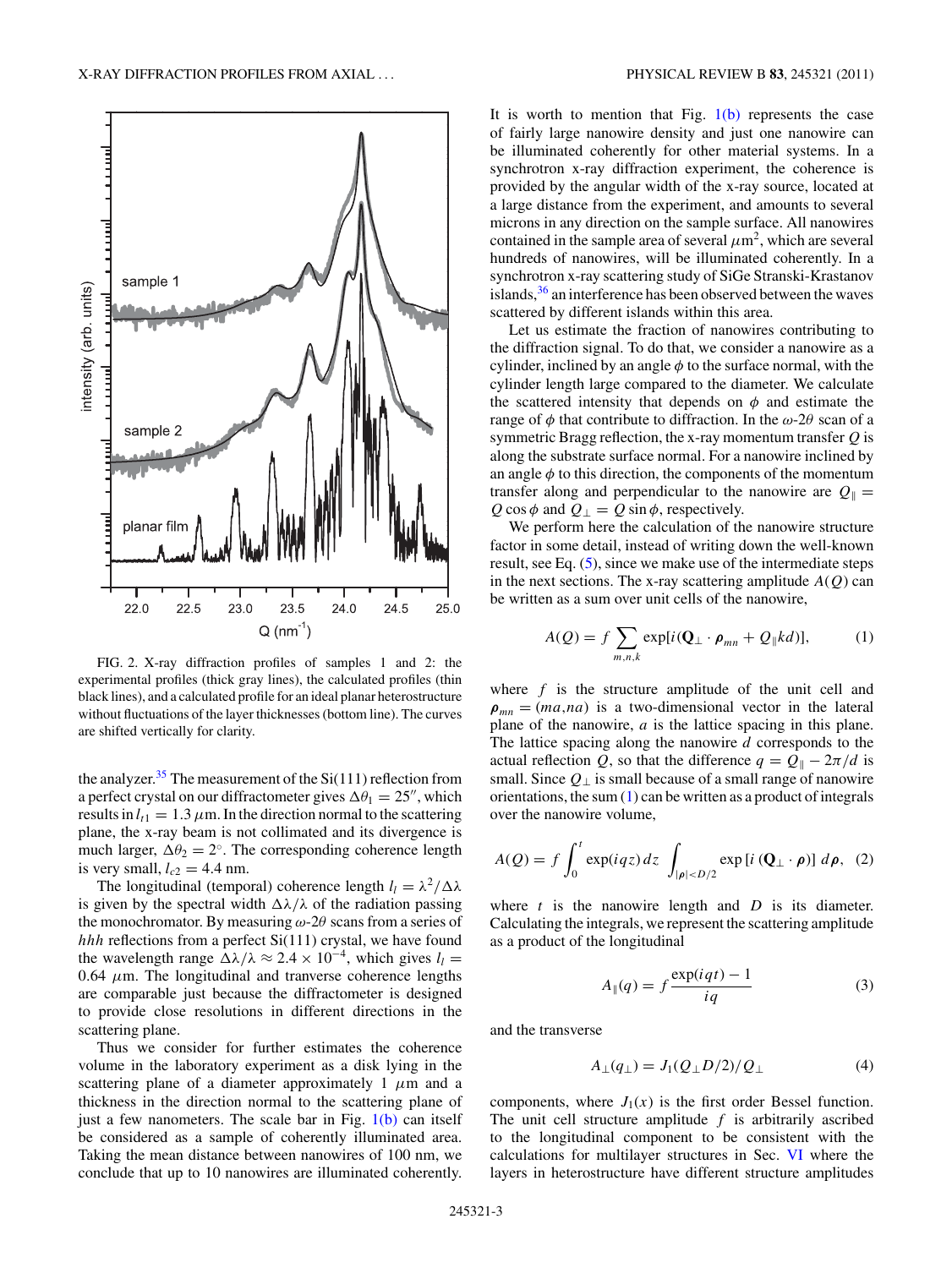FIG. 2. X-ray diffraction profiles of samples 1 and 2: the experimental profiles (thick gray lines), the calculated profiles (thin black lines), and a calculated profile for an ideal planar heterostructure without fluctuations of the layer thicknesses (bottom line). The curves are shifted vertically for clarity.

the analyzer.[35] The measurement of the Si(111) reflection from a perfect crystal on our diffractometer gives $\Delta\theta_1 = 25''$, which results in $l_{t1} = 1.3\ \mu$m. In the direction normal to the scattering plane, the x-ray beam is not collimated and its divergence is much larger, $\Delta\theta_2 = 2^\circ$. The corresponding coherence length is very small, $l_{c2} = 4.4$ nm.

The longitudinal (temporal) coherence length $l_l = \lambda^2/\Delta\lambda$ is given by the spectral width $\Delta\lambda/\lambda$ of the radiation passing the monochromator. By measuring $\omega$-$2\theta$ scans from a series of $hhh$ reflections from a perfect Si(111) crystal, we have found the wavelength range $\Delta\lambda/\lambda \approx 2.4 \times 10^{-4}$, which gives $l_l = 0.64\ \mu$m. The longitudinal and tranverse coherence lengths are comparable just because the diffractometer is designed to provide close resolutions in different directions in the scattering plane.

Thus we consider for further estimates the coherence volume in the laboratory experiment as a disk lying in the scattering plane of a diameter approximately 1 $\mu$m and a thickness in the direction normal to the scattering plane of just a few nanometers. The scale bar in Fig. 1(b) can itself be considered as a sample of coherently illuminated area. Taking the mean distance between nanowires of 100 nm, we conclude that up to 10 nanowires are illuminated coherently. It is worth to mention that Fig. 1(b) represents the case of fairly large nanowire density and just one nanowire can be illuminated coherently for other material systems. In a synchrotron x-ray diffraction experiment, the coherence is provided by the angular width of the x-ray source, located at a large distance from the experiment, and amounts to several microns in any direction on the sample surface. All nanowires contained in the sample area of several $\mu\text{m}^2$, which are several hundreds of nanowires, will be illuminated coherently. In a synchrotron x-ray scattering study of SiGe Stranski-Krastanov islands,[36] an interference has been observed between the waves scattered by different islands within this area.

Let us estimate the fraction of nanowires contributing to the diffraction signal. To do that, we consider a nanowire as a cylinder, inclined by an angle $\phi$ to the surface normal, with the cylinder length large compared to the diameter. We calculate the scattered intensity that depends on $\phi$ and estimate the range of $\phi$ that contribute to diffraction. In the $\omega$-$2\theta$ scan of a symmetric Bragg reflection, the x-ray momentum transfer $Q$ is along the substrate surface normal. For a nanowire inclined by an angle $\phi$ to this direction, the components of the momentum transfer along and perpendicular to the nanowire are $Q_\parallel = Q\cos\phi$ and $Q_\perp = Q\sin\phi$, respectively.

We perform here the calculation of the nanowire structure factor in some detail, instead of writing down the well-known result, see Eq. (5), since we make use of the intermediate steps in the next sections. The x-ray scattering amplitude $A(Q)$ can be written as a sum over unit cells of the nanowire,

$$A(Q) = f \sum_{m,n,k} \exp[i(\mathbf{Q}_\perp \cdot \boldsymbol{\rho}_{mn} + Q_\parallel kd)], \qquad (1)$$

where $f$ is the structure amplitude of the unit cell and $\boldsymbol{\rho}_{mn} = (ma, na)$ is a two-dimensional vector in the lateral plane of the nanowire, $a$ is the lattice spacing in this plane. The lattice spacing along the nanowire $d$ corresponds to the actual reflection $Q$, so that the difference $q = Q_\parallel - 2\pi/d$ is small. Since $Q_\perp$ is small because of a small range of nanowire orientations, the sum (1) can be written as a product of integrals over the nanowire volume,

$$A(Q) = f \int_0^t \exp(iqz)\, dz \int_{|\boldsymbol{\rho}|<D/2} \exp\left[i\left(\mathbf{Q}_\perp \cdot \boldsymbol{\rho}\right)\right] d\boldsymbol{\rho}, \quad (2)$$

where $t$ is the nanowire length and $D$ is its diameter. Calculating the integrals, we represent the scattering amplitude as a product of the longitudinal

$$A_\parallel(q) = f\,\frac{\exp(iqt) - 1}{iq} \qquad (3)$$

and the transverse

$$A_\perp(q_\perp) = J_1(Q_\perp D/2)/Q_\perp \qquad (4)$$

components, where $J_1(x)$ is the first order Bessel function. The unit cell structure amplitude $f$ is arbitrarily ascribed to the longitudinal component to be consistent with the calculations for multilayer structures in Sec. VI where the layers in heterostructure have different structure amplitudes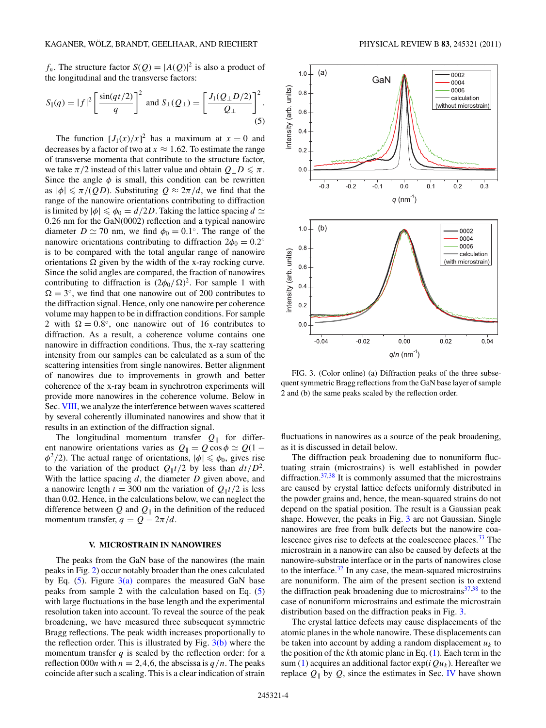$f_n$. The structure factor $S(Q) = |A(Q)|^2$ is also a product of the longitudinal and the transverse factors:

$$S_\parallel(q) = |f|^2 \left[\frac{\sin(qt/2)}{q}\right]^2 \text{ and } S_\perp(Q_\perp) = \left[\frac{J_1(Q_\perp D/2)}{Q_\perp}\right]^2. \tag{5}$$

The function $[J_1(x)/x]^2$ has a maximum at $x = 0$ and decreases by a factor of two at $x \approx 1.62$. To estimate the range of transverse momenta that contribute to the structure factor, we take $\pi/2$ instead of this latter value and obtain $Q_\perp D \leqslant \pi$. Since the angle $\phi$ is small, this condition can be rewritten as $|\phi| \leqslant \pi/(QD)$. Substituting $Q \approx 2\pi/d$, we find that the range of the nanowire orientations contributing to diffraction is limited by $|\phi| \leqslant \phi_0 = d/2D$. Taking the lattice spacing $d \simeq 0.26$ nm for the GaN(0002) reflection and a typical nanowire diameter $D \simeq 70$ nm, we find $\phi_0 = 0.1^\circ$. The range of the nanowire orientations contributing to diffraction $2\phi_0 = 0.2^\circ$ is to be compared with the total angular range of nanowire orientations $\Omega$ given by the width of the x-ray rocking curve. Since the solid angles are compared, the fraction of nanowires contributing to diffraction is $(2\phi_0/\Omega)^2$. For sample 1 with $\Omega = 3^\circ$, we find that one nanowire out of 200 contributes to the diffraction signal. Hence, only one nanowire per coherence volume may happen to be in diffraction conditions. For sample 2 with $\Omega = 0.8^\circ$, one nanowire out of 16 contributes to diffraction. As a result, a coherence volume contains one nanowire in diffraction conditions. Thus, the x-ray scattering intensity from our samples can be calculated as a sum of the scattering intensities from single nanowires. Better alignment of nanowires due to improvements in growth and better coherence of the x-ray beam in synchrotron experiments will provide more nanowires in the coherence volume. Below in Sec. VIII, we analyze the interference between waves scattered by several coherently illuminated nanowires and show that it results in an extinction of the diffraction signal.

The longitudinal momentum transfer $Q_\parallel$ for different nanowire orientations varies as $Q_\parallel = Q\cos\phi \simeq Q(1 - \phi^2/2)$. The actual range of orientations, $|\phi| \leqslant \phi_0$, gives rise to the variation of the product $Q_\parallel t/2$ by less than $dt/D^2$. With the lattice spacing $d$, the diameter $D$ given above, and a nanowire length $t = 300$ nm the variation of $Q_\parallel t/2$ is less than 0.02. Hence, in the calculations below, we can neglect the difference between $Q$ and $Q_\parallel$ in the definition of the reduced momentum transfer, $q = Q - 2\pi/d$.

## V. MICROSTRAIN IN NANOWIRES

The peaks from the GaN base of the nanowires (the main peaks in Fig. 2) occur notably broader than the ones calculated by Eq. (5). Figure 3(a) compares the measured GaN base peaks from sample 2 with the calculation based on Eq. (5) with large fluctuations in the base length and the experimental resolution taken into account. To reveal the source of the peak broadening, we have measured three subsequent symmetric Bragg reflections. The peak width increases proportionally to the reflection order. This is illustrated by Fig. 3(b) where the momentum transfer $q$ is scaled by the reflection order: for a reflection 000$n$ with $n = 2,4,6$, the abscissa is $q/n$. The peaks coincide after such a scaling. This is a clear indication of strain fluctuations in nanowires as a source of the peak broadening, as it is discussed in detail below.

FIG. 3. (Color online) (a) Diffraction peaks of the three subsequent symmetric Bragg reflections from the GaN base layer of sample 2 and (b) the same peaks scaled by the reflection order.

The diffraction peak broadening due to nonuniform fluctuating strain (microstrains) is well established in powder diffraction.[37,38] It is commonly assumed that the microstrains are caused by crystal lattice defects uniformly distributed in the powder grains and, hence, the mean-squared strains do not depend on the spatial position. The result is a Gaussian peak shape. However, the peaks in Fig. 3 are not Gaussian. Single nanowires are free from bulk defects but the nanowire coalescence gives rise to defects at the coalescence places.[33] The microstrain in a nanowire can also be caused by defects at the nanowire-substrate interface or in the parts of nanowires close to the interface.[32] In any case, the mean-squared microstrains are nonuniform. The aim of the present section is to extend the diffraction peak broadening due to microstrains[37,38] to the case of nonuniform microstrains and estimate the microstrain distribution based on the diffraction peaks in Fig. 3.

The crystal lattice defects may cause displacements of the atomic planes in the whole nanowire. These displacements can be taken into account by adding a random displacement $u_k$ to the position of the $k$th atomic plane in Eq. (1). Each term in the sum (1) acquires an additional factor $\exp(iQu_k)$. Hereafter we replace $Q_\parallel$ by $Q$, since the estimates in Sec. IV have shown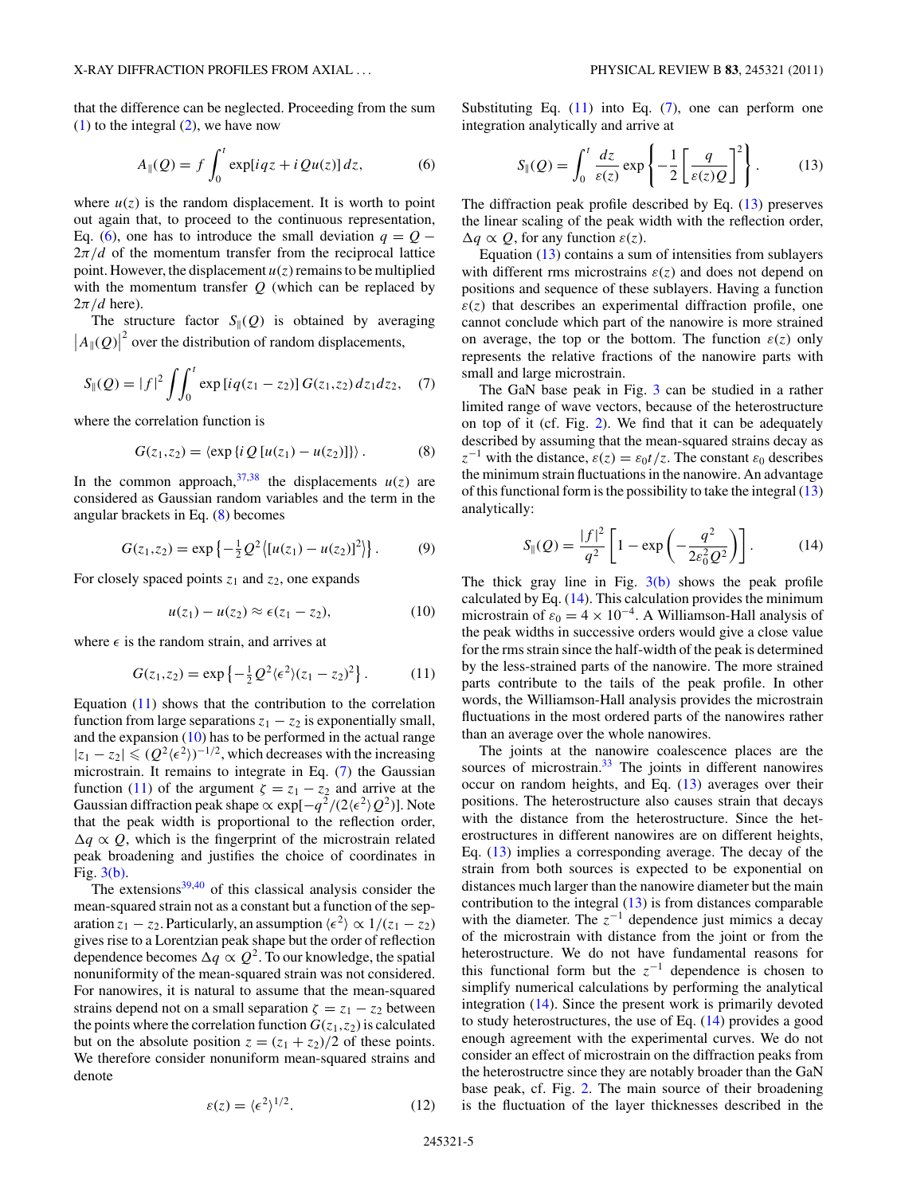that the difference can be neglected. Proceeding from the sum (1) to the integral (2), we have now

$$A_{\parallel}(Q) = f\int_0^t \exp[iqz + iQu(z)]\,dz, \quad (6)$$

where $u(z)$ is the random displacement. It is worth to point out again that, to proceed to the continuous representation, Eq. (6), one has to introduce the small deviation $q = Q - 2\pi/d$ of the momentum transfer from the reciprocal lattice point. However, the displacement $u(z)$ remains to be multiplied with the momentum transfer $Q$ (which can be replaced by $2\pi/d$ here).

The structure factor $S_{\parallel}(Q)$ is obtained by averaging $|A_{\parallel}(Q)|^2$ over the distribution of random displacements,

$$S_{\parallel}(Q) = |f|^2 \iint_0^t \exp[iq(z_1 - z_2)]\,G(z_1,z_2)\,dz_1 dz_2, \quad (7)$$

where the correlation function is

$$G(z_1,z_2) = \langle \exp\{iQ[u(z_1) - u(z_2)]\}\rangle. \quad (8)$$

In the common approach,[37,38] the displacements $u(z)$ are considered as Gaussian random variables and the term in the angular brackets in Eq. (8) becomes

$$G(z_1,z_2) = \exp\left\{-\tfrac{1}{2}Q^2\langle[u(z_1) - u(z_2)]^2\rangle\right\}. \quad (9)$$

For closely spaced points $z_1$ and $z_2$, one expands

$$u(z_1) - u(z_2) \approx \epsilon(z_1 - z_2), \quad (10)$$

where $\epsilon$ is the random strain, and arrives at

$$G(z_1,z_2) = \exp\left\{-\tfrac{1}{2}Q^2\langle\epsilon^2\rangle(z_1 - z_2)^2\right\}. \quad (11)$$

Equation (11) shows that the contribution to the correlation function from large separations $z_1 - z_2$ is exponentially small, and the expansion (10) has to be performed in the actual range $|z_1 - z_2| \leqslant (Q^2\langle\epsilon^2\rangle)^{-1/2}$, which decreases with the increasing microstrain. It remains to integrate in Eq. (7) the Gaussian function (11) of the argument $\zeta = z_1 - z_2$ and arrive at the Gaussian diffraction peak shape $\propto \exp[-q^2/(2\langle\epsilon^2\rangle Q^2)]$. Note that the peak width is proportional to the reflection order, $\Delta q \propto Q$, which is the fingerprint of the microstrain related peak broadening and justifies the choice of coordinates in Fig. 3(b).

The extensions[39,40] of this classical analysis consider the mean-squared strain not as a constant but a function of the separation $z_1 - z_2$. Particularly, an assumption $\langle\epsilon^2\rangle \propto 1/(z_1 - z_2)$ gives rise to a Lorentzian peak shape but the order of reflection dependence becomes $\Delta q \propto Q^2$. To our knowledge, the spatial nonuniformity of the mean-squared strain was not considered. For nanowires, it is natural to assume that the mean-squared strains depend not on a small separation $\zeta = z_1 - z_2$ between the points where the correlation function $G(z_1,z_2)$ is calculated but on the absolute position $z = (z_1 + z_2)/2$ of these points. We therefore consider nonuniform mean-squared strains and denote

$$\varepsilon(z) = \langle\epsilon^2\rangle^{1/2}. \quad (12)$$

Substituting Eq. (11) into Eq. (7), one can perform one integration analytically and arrive at

$$S_{\parallel}(Q) = \int_0^t \frac{dz}{\varepsilon(z)} \exp\left\{-\frac{1}{2}\left[\frac{q}{\varepsilon(z)Q}\right]^2\right\}. \quad (13)$$

The diffraction peak profile described by Eq. (13) preserves the linear scaling of the peak width with the reflection order, $\Delta q \propto Q$, for any function $\varepsilon(z)$.

Equation (13) contains a sum of intensities from sublayers with different rms microstrains $\varepsilon(z)$ and does not depend on positions and sequence of these sublayers. Having a function $\varepsilon(z)$ that describes an experimental diffraction profile, one cannot conclude which part of the nanowire is more strained on average, the top or the bottom. The function $\varepsilon(z)$ only represents the relative fractions of the nanowire parts with small and large microstrain.

The GaN base peak in Fig. 3 can be studied in a rather limited range of wave vectors, because of the heterostructure on top of it (cf. Fig. 2). We find that it can be adequately described by assuming that the mean-squared strains decay as $z^{-1}$ with the distance, $\varepsilon(z) = \varepsilon_0 t/z$. The constant $\varepsilon_0$ describes the minimum strain fluctuations in the nanowire. An advantage of this functional form is the possibility to take the integral (13) analytically:

$$S_{\parallel}(Q) = \frac{|f|^2}{q^2}\left[1 - \exp\left(-\frac{q^2}{2\varepsilon_0^2 Q^2}\right)\right]. \quad (14)$$

The thick gray line in Fig. 3(b) shows the peak profile calculated by Eq. (14). This calculation provides the minimum microstrain of $\varepsilon_0 = 4 \times 10^{-4}$. A Williamson-Hall analysis of the peak widths in successive orders would give a close value for the rms strain since the half-width of the peak is determined by the less-strained parts of the nanowire. The more strained parts contribute to the tails of the peak profile. In other words, the Williamson-Hall analysis provides the microstrain fluctuations in the most ordered parts of the nanowires rather than an average over the whole nanowires.

The joints at the nanowire coalescence places are the sources of microstrain.[33] The joints in different nanowires occur on random heights, and Eq. (13) averages over their positions. The heterostructure also causes strain that decays with the distance from the heterostructure. Since the heterostructures in different nanowires are on different heights, Eq. (13) implies a corresponding average. The decay of the strain from both sources is expected to be exponential on distances much larger than the nanowire diameter but the main contribution to the integral (13) is from distances comparable with the diameter. The $z^{-1}$ dependence just mimics a decay of the microstrain with distance from the joint or from the heterostructure. We do not have fundamental reasons for this functional form but the $z^{-1}$ dependence is chosen to simplify numerical calculations by performing the analytical integration (14). Since the present work is primarily devoted to study heterostructures, the use of Eq. (14) provides a good enough agreement with the experimental curves. We do not consider an effect of microstrain on the diffraction peaks from the heterostructre since they are notably broader than the GaN base peak, cf. Fig. 2. The main source of their broadening is the fluctuation of the layer thicknesses described in the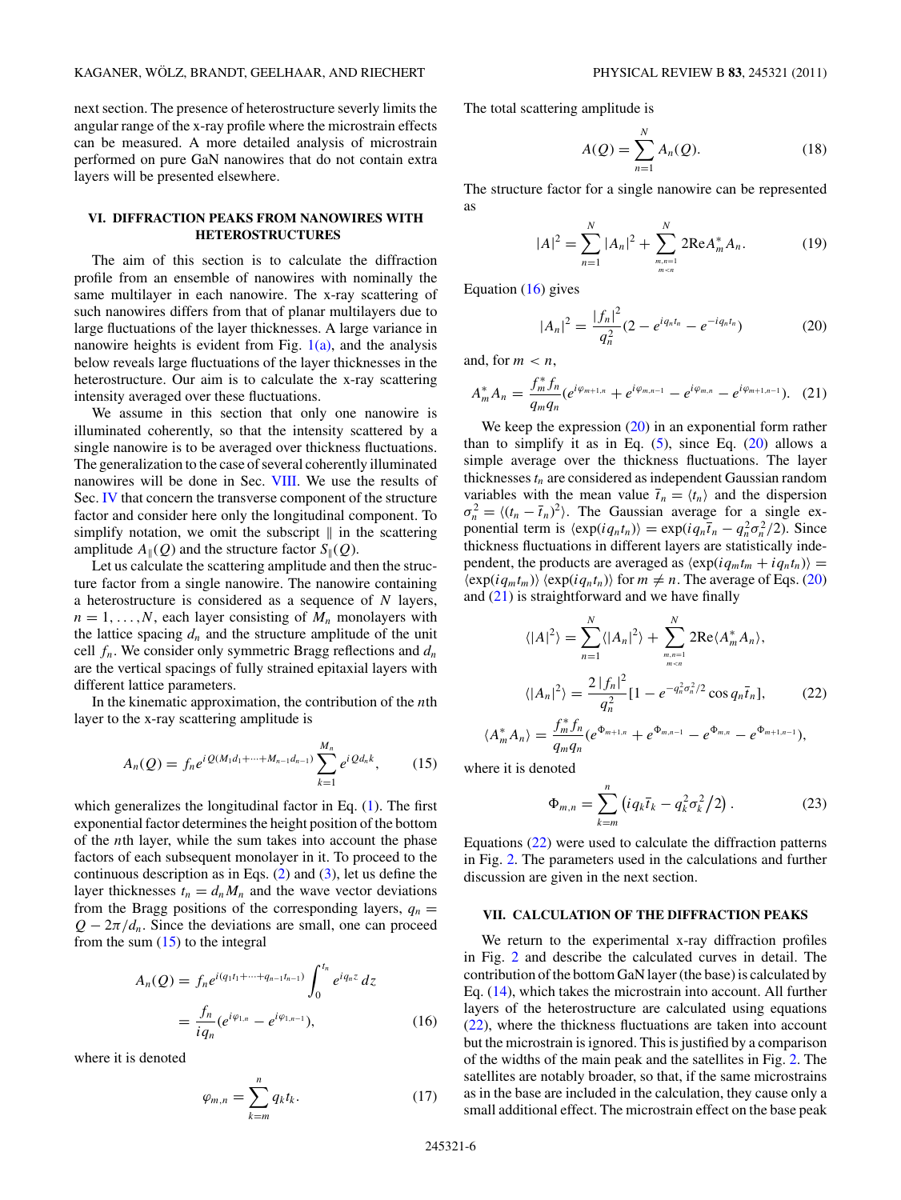next section. The presence of heterostructure severly limits the angular range of the x-ray profile where the microstrain effects can be measured. A more detailed analysis of microstrain performed on pure GaN nanowires that do not contain extra layers will be presented elsewhere.

## VI. DIFFRACTION PEAKS FROM NANOWIRES WITH HETEROSTRUCTURES

The aim of this section is to calculate the diffraction profile from an ensemble of nanowires with nominally the same multilayer in each nanowire. The x-ray scattering of such nanowires differs from that of planar multilayers due to large fluctuations of the layer thicknesses. A large variance in nanowire heights is evident from Fig. 1(a), and the analysis below reveals large fluctuations of the layer thicknesses in the heterostructure. Our aim is to calculate the x-ray scattering intensity averaged over these fluctuations.

We assume in this section that only one nanowire is illuminated coherently, so that the intensity scattered by a single nanowire is to be averaged over thickness fluctuations. The generalization to the case of several coherently illuminated nanowires will be done in Sec. VIII. We use the results of Sec. IV that concern the transverse component of the structure factor and consider here only the longitudinal component. To simplify notation, we omit the subscript $\parallel$ in the scattering amplitude $A_\parallel(Q)$ and the structure factor $S_\parallel(Q)$.

Let us calculate the scattering amplitude and then the structure factor from a single nanowire. The nanowire containing a heterostructure is considered as a sequence of $N$ layers, $n = 1, \ldots, N$, each layer consisting of $M_n$ monolayers with the lattice spacing $d_n$ and the structure amplitude of the unit cell $f_n$. We consider only symmetric Bragg reflections and $d_n$ are the vertical spacings of fully strained epitaxial layers with different lattice parameters.

In the kinematic approximation, the contribution of the $n$th layer to the x-ray scattering amplitude is

$$A_n(Q) = f_n e^{iQ(M_1 d_1 + \cdots + M_{n-1} d_{n-1})} \sum_{k=1}^{M_n} e^{iQd_n k}, \tag{15}$$

which generalizes the longitudinal factor in Eq. (1). The first exponential factor determines the height position of the bottom of the $n$th layer, while the sum takes into account the phase factors of each subsequent monolayer in it. To proceed to the continuous description as in Eqs. (2) and (3), let us define the layer thicknesses $t_n = d_n M_n$ and the wave vector deviations from the Bragg positions of the corresponding layers, $q_n = Q - 2\pi/d_n$. Since the deviations are small, one can proceed from the sum (15) to the integral

$$\begin{aligned} A_n(Q) &= f_n e^{i(q_1 t_1 + \cdots + q_{n-1} t_{n-1})} \int_0^{t_n} e^{iq_n z}\, dz \\ &= \frac{f_n}{iq_n}\left(e^{i\varphi_{1,n}} - e^{i\varphi_{1,n-1}}\right), \end{aligned} \tag{16}$$

where it is denoted

$$\varphi_{m,n} = \sum_{k=m}^{n} q_k t_k. \tag{17}$$

The total scattering amplitude is

$$A(Q) = \sum_{n=1}^{N} A_n(Q). \tag{18}$$

The structure factor for a single nanowire can be represented as

$$|A|^2 = \sum_{n=1}^{N} |A_n|^2 + \sum_{\substack{m,n=1 \\ m<n}}^{N} 2\mathrm{Re} A_m^* A_n. \tag{19}$$

Equation (16) gives

$$|A_n|^2 = \frac{|f_n|^2}{q_n^2}\left(2 - e^{iq_n t_n} - e^{-iq_n t_n}\right) \tag{20}$$

and, for $m < n$,

$$A_m^* A_n = \frac{f_m^* f_n}{q_m q_n}\left(e^{i\varphi_{m+1,n}} + e^{i\varphi_{m,n-1}} - e^{i\varphi_{m,n}} - e^{i\varphi_{m+1,n-1}}\right). \tag{21}$$

We keep the expression (20) in an exponential form rather than to simplify it as in Eq. (5), since Eq. (20) allows a simple average over the thickness fluctuations. The layer thicknesses $t_n$ are considered as independent Gaussian random variables with the mean value $\bar{t}_n = \langle t_n \rangle$ and the dispersion $\sigma_n^2 = \langle (t_n - \bar{t}_n)^2 \rangle$. The Gaussian average for a single exponential term is $\langle \exp(iq_n t_n) \rangle = \exp(iq_n \bar{t}_n - q_n^2 \sigma_n^2/2)$. Since thickness fluctuations in different layers are statistically independent, the products are averaged as $\langle \exp(iq_m t_m + iq_n t_n) \rangle = \langle \exp(iq_m t_m) \rangle \langle \exp(iq_n t_n) \rangle$ for $m \neq n$. The average of Eqs. (20) and (21) is straightforward and we have finally

$$\begin{aligned} \langle |A|^2 \rangle &= \sum_{n=1}^{N} \langle |A_n|^2 \rangle + \sum_{\substack{m,n=1 \\ m<n}}^{N} 2\mathrm{Re}\langle A_m^* A_n \rangle, \\ \langle |A_n|^2 \rangle &= \frac{2|f_n|^2}{q_n^2}\left[1 - e^{-q_n^2 \sigma_n^2/2} \cos q_n \bar{t}_n\right], \\ \langle A_m^* A_n \rangle &= \frac{f_m^* f_n}{q_m q_n}\left(e^{\Phi_{m+1,n}} + e^{\Phi_{m,n-1}} - e^{\Phi_{m,n}} - e^{\Phi_{m+1,n-1}}\right), \end{aligned} \tag{22}$$

where it is denoted

$$\Phi_{m,n} = \sum_{k=m}^{n} \left(iq_k \bar{t}_k - q_k^2 \sigma_k^2/2\right). \tag{23}$$

Equations (22) were used to calculate the diffraction patterns in Fig. 2. The parameters used in the calculations and further discussion are given in the next section.

## VII. CALCULATION OF THE DIFFRACTION PEAKS

We return to the experimental x-ray diffraction profiles in Fig. 2 and describe the calculated curves in detail. The contribution of the bottom GaN layer (the base) is calculated by Eq. (14), which takes the microstrain into account. All further layers of the heterostructure are calculated using equations (22), where the thickness fluctuations are taken into account but the microstrain is ignored. This is justified by a comparison of the widths of the main peak and the satellites in Fig. 2. The satellites are notably broader, so that, if the same microstrains as in the base are included in the calculation, they cause only a small additional effect. The microstrain effect on the base peak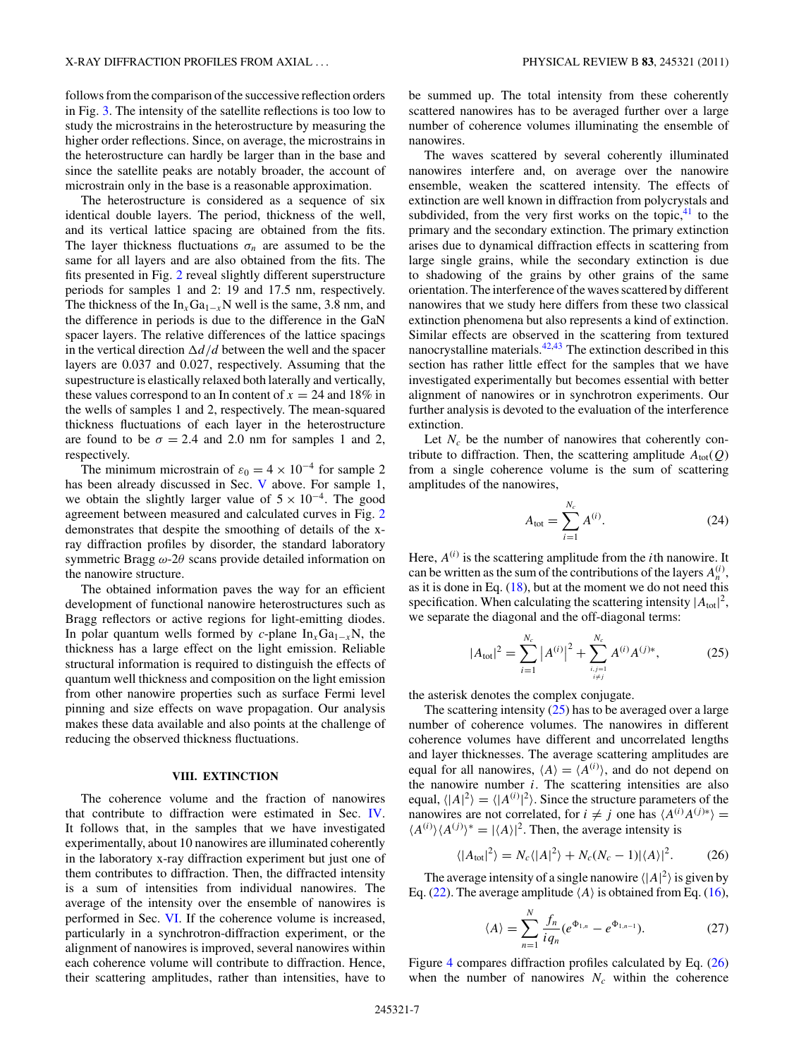follows from the comparison of the successive reflection orders in Fig. 3. The intensity of the satellite reflections is too low to study the microstrains in the heterostructure by measuring the higher order reflections. Since, on average, the microstrains in the heterostructure can hardly be larger than in the base and since the satellite peaks are notably broader, the account of microstrain only in the base is a reasonable approximation.

The heterostructure is considered as a sequence of six identical double layers. The period, thickness of the well, and its vertical lattice spacing are obtained from the fits. The layer thickness fluctuations $\sigma_n$ are assumed to be the same for all layers and are also obtained from the fits. The fits presented in Fig. 2 reveal slightly different superstructure periods for samples 1 and 2: 19 and 17.5 nm, respectively. The thickness of the $In_xGa_{1-x}N$ well is the same, 3.8 nm, and the difference in periods is due to the difference in the GaN spacer layers. The relative differences of the lattice spacings in the vertical direction $\Delta d/d$ between the well and the spacer layers are 0.037 and 0.027, respectively. Assuming that the supestructure is elastically relaxed both laterally and vertically, these values correspond to an In content of $x = 24$ and 18% in the wells of samples 1 and 2, respectively. The mean-squared thickness fluctuations of each layer in the heterostructure are found to be $\sigma = 2.4$ and 2.0 nm for samples 1 and 2, respectively.

The minimum microstrain of $\varepsilon_0 = 4 \times 10^{-4}$ for sample 2 has been already discussed in Sec. V above. For sample 1, we obtain the slightly larger value of $5 \times 10^{-4}$. The good agreement between measured and calculated curves in Fig. 2 demonstrates that despite the smoothing of details of the x-ray diffraction profiles by disorder, the standard laboratory symmetric Bragg $\omega$-$2\theta$ scans provide detailed information on the nanowire structure.

The obtained information paves the way for an efficient development of functional nanowire heterostructures such as Bragg reflectors or active regions for light-emitting diodes. In polar quantum wells formed by $c$-plane $In_xGa_{1-x}N$, the thickness has a large effect on the light emission. Reliable structural information is required to distinguish the effects of quantum well thickness and composition on the light emission from other nanowire properties such as surface Fermi level pinning and size effects on wave propagation. Our analysis makes these data available and also points at the challenge of reducing the observed thickness fluctuations.

## VIII. EXTINCTION

The coherence volume and the fraction of nanowires that contribute to diffraction were estimated in Sec. IV. It follows that, in the samples that we have investigated experimentally, about 10 nanowires are illuminated coherently in the laboratory x-ray diffraction experiment but just one of them contributes to diffraction. Then, the diffracted intensity is a sum of intensities from individual nanowires. The average of the intensity over the ensemble of nanowires is performed in Sec. VI. If the coherence volume is increased, particularly in a synchrotron-diffraction experiment, or the alignment of nanowires is improved, several nanowires within each coherence volume will contribute to diffraction. Hence, their scattering amplitudes, rather than intensities, have to be summed up. The total intensity from these coherently scattered nanowires has to be averaged further over a large number of coherence volumes illuminating the ensemble of nanowires.

The waves scattered by several coherently illuminated nanowires interfere and, on average over the nanowire ensemble, weaken the scattered intensity. The effects of extinction are well known in diffraction from polycrystals and subdivided, from the very first works on the topic,[41] to the primary and the secondary extinction. The primary extinction arises due to dynamical diffraction effects in scattering from large single grains, while the secondary extinction is due to shadowing of the grains by other grains of the same orientation. The interference of the waves scattered by different nanowires that we study here differs from these two classical extinction phenomena but also represents a kind of extinction. Similar effects are observed in the scattering from textured nanocrystalline materials.[42,43] The extinction described in this section has rather little effect for the samples that we have investigated experimentally but becomes essential with better alignment of nanowires or in synchrotron experiments. Our further analysis is devoted to the evaluation of the interference extinction.

Let $N_c$ be the number of nanowires that coherently contribute to diffraction. Then, the scattering amplitude $A_{\text{tot}}(Q)$ from a single coherence volume is the sum of scattering amplitudes of the nanowires,

$$A_{\text{tot}} = \sum_{i=1}^{N_c} A^{(i)}. \tag{24}$$

Here, $A^{(i)}$ is the scattering amplitude from the $i$th nanowire. It can be written as the sum of the contributions of the layers $A_n^{(i)}$, as it is done in Eq. (18), but at the moment we do not need this specification. When calculating the scattering intensity $|A_{\text{tot}}|^2$, we separate the diagonal and the off-diagonal terms:

$$|A_{\text{tot}}|^2 = \sum_{i=1}^{N_c} \left|A^{(i)}\right|^2 + \sum_{\substack{i,j=1 \\ i \neq j}}^{N_c} A^{(i)} A^{(j)*}, \tag{25}$$

the asterisk denotes the complex conjugate.

The scattering intensity (25) has to be averaged over a large number of coherence volumes. The nanowires in different coherence volumes have different and uncorrelated lengths and layer thicknesses. The average scattering amplitudes are equal for all nanowires, $\langle A \rangle = \langle A^{(i)} \rangle$, and do not depend on the nanowire number $i$. The scattering intensities are also equal, $\langle |A|^2 \rangle = \langle |A^{(i)}|^2 \rangle$. Since the structure parameters of the nanowires are not correlated, for $i \neq j$ one has $\langle A^{(i)} A^{(j)*} \rangle = \langle A^{(i)} \rangle \langle A^{(j)} \rangle^* = |\langle A \rangle|^2$. Then, the average intensity is

$$\langle |A_{\text{tot}}|^2 \rangle = N_c \langle |A|^2 \rangle + N_c(N_c - 1) |\langle A \rangle|^2. \tag{26}$$

The average intensity of a single nanowire $\langle |A|^2 \rangle$ is given by Eq. (22). The average amplitude $\langle A \rangle$ is obtained from Eq. (16),

$$\langle A \rangle = \sum_{n=1}^{N} \frac{f_n}{i q_n} (e^{\Phi_{1,n}} - e^{\Phi_{1,n-1}}). \tag{27}$$

Figure 4 compares diffraction profiles calculated by Eq. (26) when the number of nanowires $N_c$ within the coherence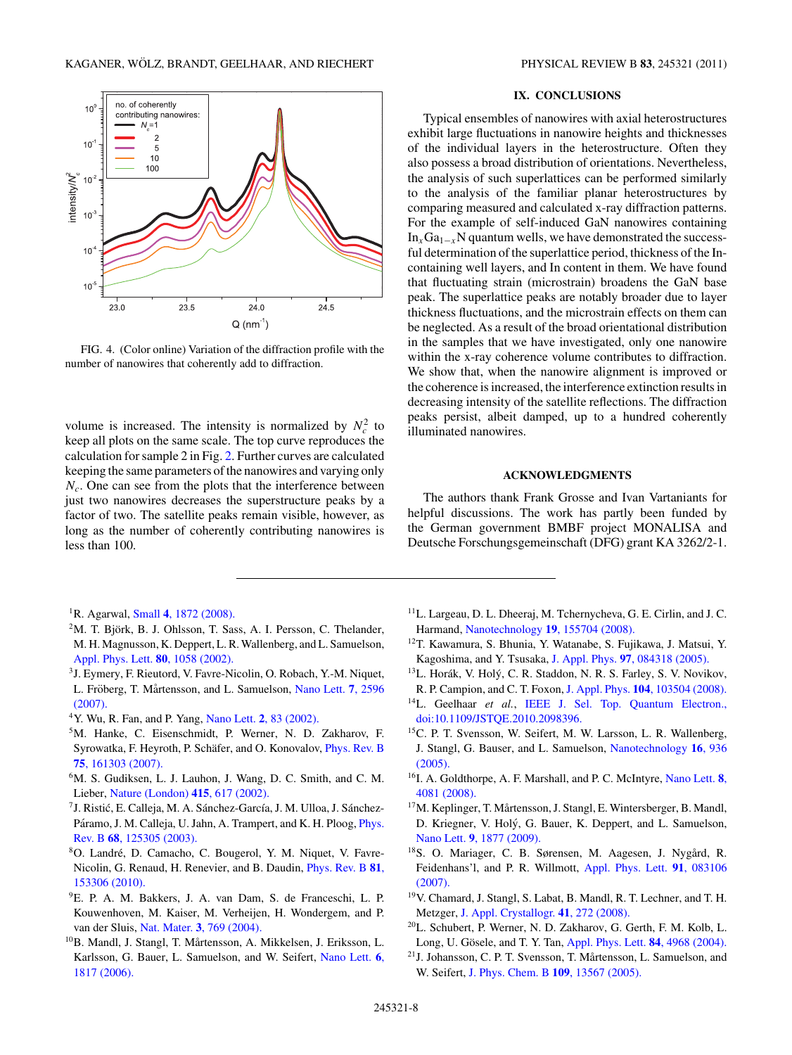FIG. 4. (Color online) Variation of the diffraction profile with the number of nanowires that coherently add to diffraction.

volume is increased. The intensity is normalized by $N_c^2$ to keep all plots on the same scale. The top curve reproduces the calculation for sample 2 in Fig. 2. Further curves are calculated keeping the same parameters of the nanowires and varying only $N_c$. One can see from the plots that the interference between just two nanowires decreases the superstructure peaks by a factor of two. The satellite peaks remain visible, however, as long as the number of coherently contributing nanowires is less than 100.

## IX. CONCLUSIONS

Typical ensembles of nanowires with axial heterostructures exhibit large fluctuations in nanowire heights and thicknesses of the individual layers in the heterostructure. Often they also possess a broad distribution of orientations. Nevertheless, the analysis of such superlattices can be performed similarly to the analysis of the familiar planar heterostructures by comparing measured and calculated x-ray diffraction patterns. For the example of self-induced GaN nanowires containing $In_xGa_{1-x}N$ quantum wells, we have demonstrated the successful determination of the superlattice period, thickness of the In-containing well layers, and In content in them. We have found that fluctuating strain (microstrain) broadens the GaN base peak. The superlattice peaks are notably broader due to layer thickness fluctuations, and the microstrain effects on them can be neglected. As a result of the broad orientational distribution in the samples that we have investigated, only one nanowire within the x-ray coherence volume contributes to diffraction. We show that, when the nanowire alignment is improved or the coherence is increased, the interference extinction results in decreasing intensity of the satellite reflections. The diffraction peaks persist, albeit damped, up to a hundred coherently illuminated nanowires.

## ACKNOWLEDGMENTS

The authors thank Frank Grosse and Ivan Vartaniants for helpful discussions. The work has partly been funded by the German government BMBF project MONALISA and Deutsche Forschungsgemeinschaft (DFG) grant KA 3262/2-1.

---

[1] R. Agarwal, Small **4**, 1872 (2008).

[2] M. T. Björk, B. J. Ohlsson, T. Sass, A. I. Persson, C. Thelander, M. H. Magnusson, K. Deppert, L. R. Wallenberg, and L. Samuelson, Appl. Phys. Lett. **80**, 1058 (2002).

[3] J. Eymery, F. Rieutord, V. Favre-Nicolin, O. Robach, Y.-M. Niquet, L. Fröberg, T. Mårtensson, and L. Samuelson, Nano Lett. **7**, 2596 (2007).

[4] Y. Wu, R. Fan, and P. Yang, Nano Lett. **2**, 83 (2002).

[5] M. Hanke, C. Eisenschmidt, P. Werner, N. D. Zakharov, F. Syrowatka, F. Heyroth, P. Schäfer, and O. Konovalov, Phys. Rev. B **75**, 161303 (2007).

[6] M. S. Gudiksen, L. J. Lauhon, J. Wang, D. C. Smith, and C. M. Lieber, Nature (London) **415**, 617 (2002).

[7] J. Ristić, E. Calleja, M. A. Sánchez-García, J. M. Ulloa, J. Sánchez-Páramo, J. M. Calleja, U. Jahn, A. Trampert, and K. H. Ploog, Phys. Rev. B **68**, 125305 (2003).

[8] O. Landré, D. Camacho, C. Bougerol, Y. M. Niquet, V. Favre-Nicolin, G. Renaud, H. Renevier, and B. Daudin, Phys. Rev. B **81**, 153306 (2010).

[9] E. P. A. M. Bakkers, J. A. van Dam, S. de Franceschi, L. P. Kouwenhoven, M. Kaiser, M. Verheijen, H. Wondergem, and P. van der Sluis, Nat. Mater. **3**, 769 (2004).

[10] B. Mandl, J. Stangl, T. Mårtensson, A. Mikkelsen, J. Eriksson, L. Karlsson, G. Bauer, L. Samuelson, and W. Seifert, Nano Lett. **6**, 1817 (2006).

[11] L. Largeau, D. L. Dheeraj, M. Tchernycheva, G. E. Cirlin, and J. C. Harmand, Nanotechnology **19**, 155704 (2008).

[12] T. Kawamura, S. Bhunia, Y. Watanabe, S. Fujikawa, J. Matsui, Y. Kagoshima, and Y. Tsusaka, J. Appl. Phys. **97**, 084318 (2005).

[13] L. Horák, V. Holý, C. R. Staddon, N. R. S. Farley, S. V. Novikov, R. P. Campion, and C. T. Foxon, J. Appl. Phys. **104**, 103504 (2008).

[14] L. Geelhaar *et al.*, IEEE J. Sel. Top. Quantum Electron., doi:10.1109/JSTQE.2010.2098396.

[15] C. P. T. Svensson, W. Seifert, M. W. Larsson, L. R. Wallenberg, J. Stangl, G. Bauser, and L. Samuelson, Nanotechnology **16**, 936 (2005).

[16] I. A. Goldthorpe, A. F. Marshall, and P. C. McIntyre, Nano Lett. **8**, 4081 (2008).

[17] M. Keplinger, T. Mårtensson, J. Stangl, E. Wintersberger, B. Mandl, D. Kriegner, V. Holý, G. Bauer, K. Deppert, and L. Samuelson, Nano Lett. **9**, 1877 (2009).

[18] S. O. Mariager, C. B. Sørensen, M. Aagesen, J. Nygård, R. Feidenhans'l, and P. R. Willmott, Appl. Phys. Lett. **91**, 083106 (2007).

[19] V. Chamard, J. Stangl, S. Labat, B. Mandl, R. T. Lechner, and T. H. Metzger, J. Appl. Crystallogr. **41**, 272 (2008).

[20] L. Schubert, P. Werner, N. D. Zakharov, G. Gerth, F. M. Kolb, L. Long, U. Gösele, and T. Y. Tan, Appl. Phys. Lett. **84**, 4968 (2004).

[21] J. Johansson, C. P. T. Svensson, T. Mårtensson, L. Samuelson, and W. Seifert, J. Phys. Chem. B **109**, 13567 (2005).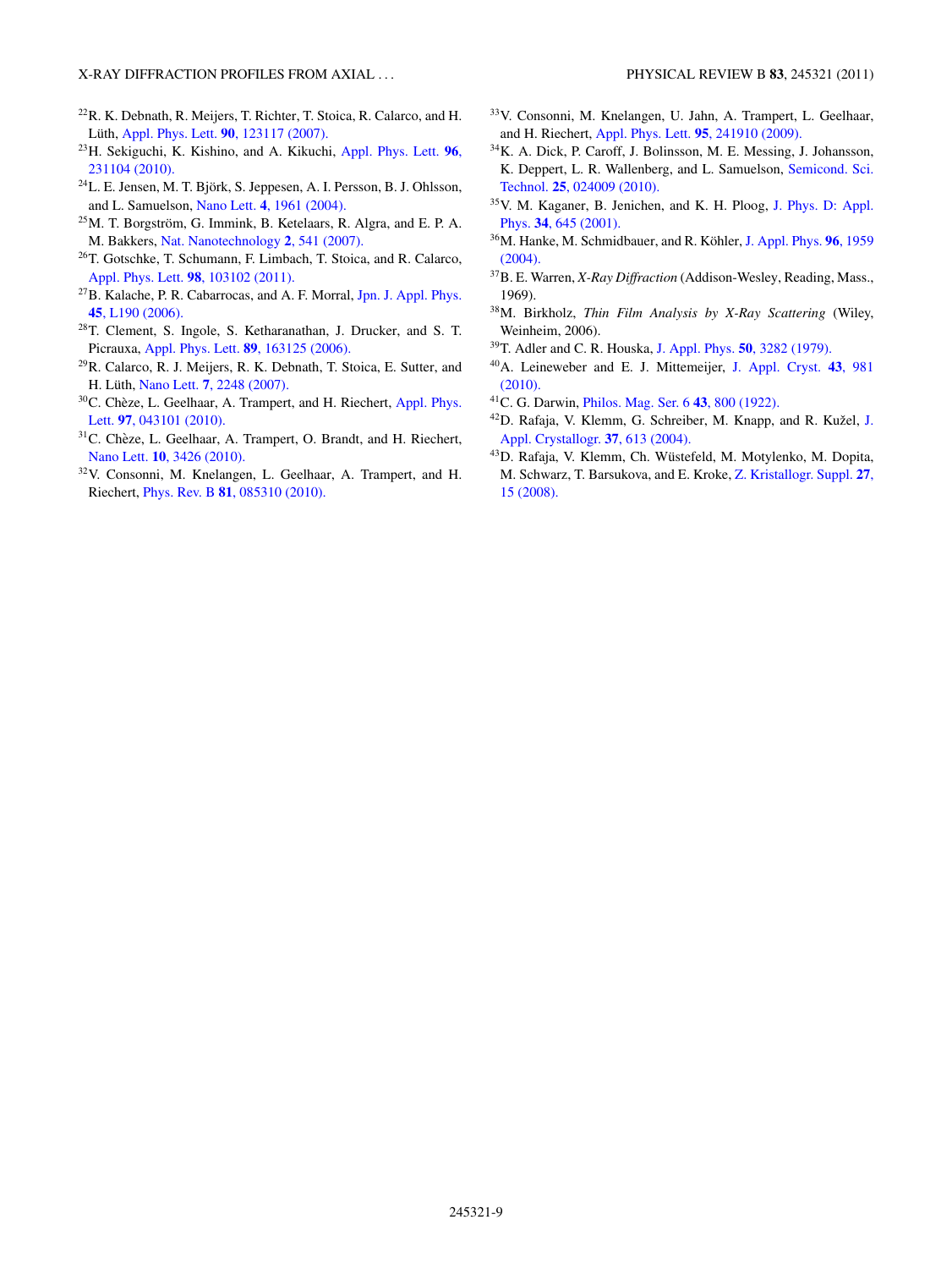[22] R. K. Debnath, R. Meijers, T. Richter, T. Stoica, R. Calarco, and H. Lüth, Appl. Phys. Lett. **90**, 123117 (2007).

[23] H. Sekiguchi, K. Kishino, and A. Kikuchi, Appl. Phys. Lett. **96**, 231104 (2010).

[24] L. E. Jensen, M. T. Björk, S. Jeppesen, A. I. Persson, B. J. Ohlsson, and L. Samuelson, Nano Lett. **4**, 1961 (2004).

[25] M. T. Borgström, G. Immink, B. Ketelaars, R. Algra, and E. P. A. M. Bakkers, Nat. Nanotechnology **2**, 541 (2007).

[26] T. Gotschke, T. Schumann, F. Limbach, T. Stoica, and R. Calarco, Appl. Phys. Lett. **98**, 103102 (2011).

[27] B. Kalache, P. R. Cabarrocas, and A. F. Morral, Jpn. J. Appl. Phys. **45**, L190 (2006).

[28] T. Clement, S. Ingole, S. Ketharanathan, J. Drucker, and S. T. Picraux, Appl. Phys. Lett. **89**, 163125 (2006).

[29] R. Calarco, R. J. Meijers, R. K. Debnath, T. Stoica, E. Sutter, and H. Lüth, Nano Lett. **7**, 2248 (2007).

[30] C. Chèze, L. Geelhaar, A. Trampert, and H. Riechert, Appl. Phys. Lett. **97**, 043101 (2010).

[31] C. Chèze, L. Geelhaar, A. Trampert, O. Brandt, and H. Riechert, Nano Lett. **10**, 3426 (2010).

[32] V. Consonni, M. Knelangen, L. Geelhaar, A. Trampert, and H. Riechert, Phys. Rev. B **81**, 085310 (2010).

[33] V. Consonni, M. Knelangen, U. Jahn, A. Trampert, L. Geelhaar, and H. Riechert, Appl. Phys. Lett. **95**, 241910 (2009).

[34] K. A. Dick, P. Caroff, J. Bolinsson, M. E. Messing, J. Johansson, K. Deppert, L. R. Wallenberg, and L. Samuelson, Semicond. Sci. Technol. **25**, 024009 (2010).

[35] V. M. Kaganer, B. Jenichen, and K. H. Ploog, J. Phys. D: Appl. Phys. **34**, 645 (2001).

[36] M. Hanke, M. Schmidbauer, and R. Köhler, J. Appl. Phys. **96**, 1959 (2004).

[37] B. E. Warren, *X-Ray Diffraction* (Addison-Wesley, Reading, Mass., 1969).

[38] M. Birkholz, *Thin Film Analysis by X-Ray Scattering* (Wiley, Weinheim, 2006).

[39] T. Adler and C. R. Houska, J. Appl. Phys. **50**, 3282 (1979).

[40] A. Leineweber and E. J. Mittemeijer, J. Appl. Cryst. **43**, 981 (2010).

[41] C. G. Darwin, Philos. Mag. Ser. 6 **43**, 800 (1922).

[42] D. Rafaja, V. Klemm, G. Schreiber, M. Knapp, and R. Kužel, J. Appl. Crystallogr. **37**, 613 (2004).

[43] D. Rafaja, V. Klemm, Ch. Wüstefeld, M. Motylenko, M. Dopita, M. Schwarz, T. Barsukova, and E. Kroke, Z. Kristallogr. Suppl. **27**, 15 (2008).